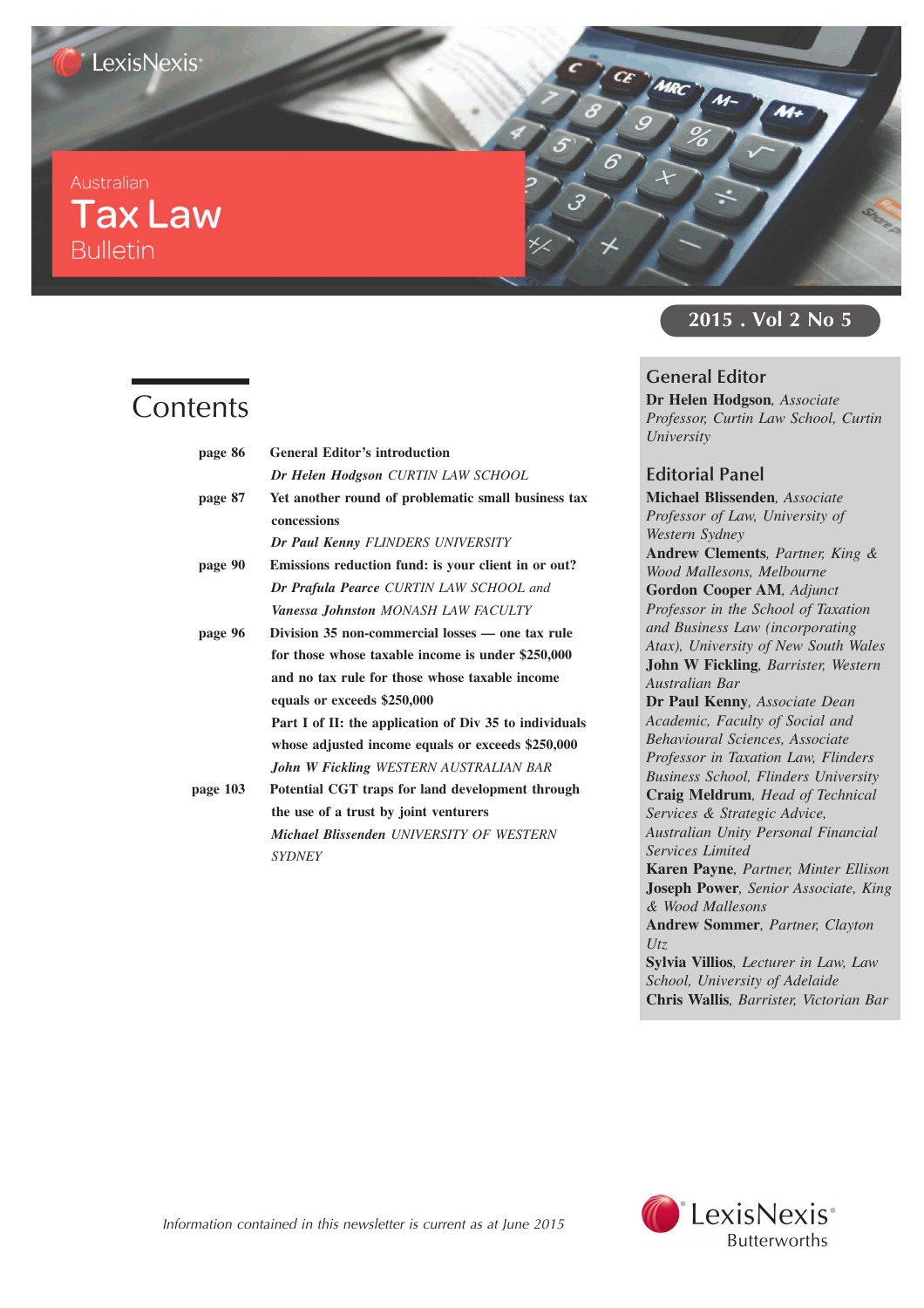# Australian Tax Law Bulletin

2015 . Vol 2 No 5

## Contents

| | |
|---|---|
| page 86 | **General Editor's introduction** |
| | ***Dr Helen Hodgson*** *CURTIN LAW SCHOOL* |
| page 87 | **Yet another round of problematic small business tax concessions** |
| | ***Dr Paul Kenny*** *FLINDERS UNIVERSITY* |
| page 90 | **Emissions reduction fund: is your client in or out?** |
| | ***Dr Prafula Pearce*** *CURTIN LAW SCHOOL and* ***Vanessa Johnston*** *MONASH LAW FACULTY* |
| page 96 | **Division 35 non-commercial losses — one tax rule for those whose taxable income is under $250,000 and no tax rule for those whose taxable income equals or exceeds $250,000** |
| | **Part I of II: the application of Div 35 to individuals whose adjusted income equals or exceeds $250,000** |
| | ***John W Fickling*** *WESTERN AUSTRALIAN BAR* |
| page 103 | **Potential CGT traps for land development through the use of a trust by joint venturers** |
| | ***Michael Blissenden*** *UNIVERSITY OF WESTERN SYDNEY* |

## General Editor

**Dr Helen Hodgson**, *Associate Professor, Curtin Law School, Curtin University*

## Editorial Panel

**Michael Blissenden**, *Associate Professor of Law, University of Western Sydney*
**Andrew Clements**, *Partner, King & Wood Mallesons, Melbourne*
**Gordon Cooper AM**, *Adjunct Professor in the School of Taxation and Business Law (incorporating Atax), University of New South Wales*
**John W Fickling**, *Barrister, Western Australian Bar*
**Dr Paul Kenny**, *Associate Dean Academic, Faculty of Social and Behavioural Sciences, Associate Professor in Taxation Law, Flinders Business School, Flinders University*
**Craig Meldrum**, *Head of Technical Services & Strategic Advice, Australian Unity Personal Financial Services Limited*
**Karen Payne**, *Partner, Minter Ellison*
**Joseph Power**, *Senior Associate, King & Wood Mallesons*
**Andrew Sommer**, *Partner, Clayton Utz*
**Sylvia Villios**, *Lecturer in Law, Law School, University of Adelaide*
**Chris Wallis**, *Barrister, Victorian Bar*

*Information contained in this newsletter is current as at June 2015*

LexisNexis® Butterworths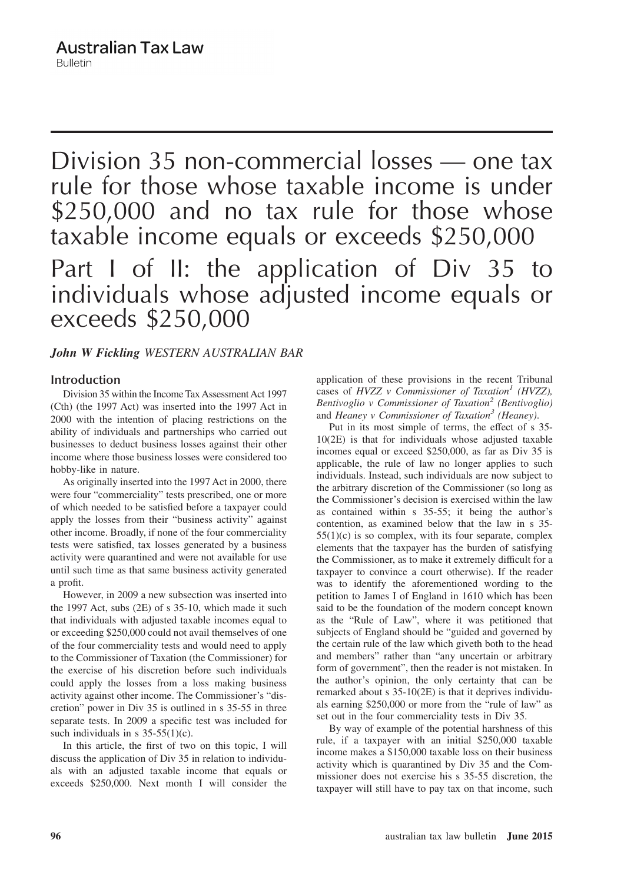# Division 35 non-commercial losses — one tax rule for those whose taxable income is under \$250,000 and no tax rule for those whose taxable income equals or exceeds \$250,000

## Part I of II: the application of Div 35 to individuals whose adjusted income equals or exceeds \$250,000

***John W Fickling*** *WESTERN AUSTRALIAN BAR*

### Introduction

Division 35 within the Income Tax Assessment Act 1997 (Cth) (the 1997 Act) was inserted into the 1997 Act in 2000 with the intention of placing restrictions on the ability of individuals and partnerships who carried out businesses to deduct business losses against their other income where those business losses were considered too hobby-like in nature.

As originally inserted into the 1997 Act in 2000, there were four "commerciality" tests prescribed, one or more of which needed to be satisfied before a taxpayer could apply the losses from their "business activity" against other income. Broadly, if none of the four commerciality tests were satisfied, tax losses generated by a business activity were quarantined and were not available for use until such time as that same business activity generated a profit.

However, in 2009 a new subsection was inserted into the 1997 Act, subs (2E) of s 35-10, which made it such that individuals with adjusted taxable incomes equal to or exceeding \$250,000 could not avail themselves of one of the four commerciality tests and would need to apply to the Commissioner of Taxation (the Commissioner) for the exercise of his discretion before such individuals could apply the losses from a loss making business activity against other income. The Commissioner's "discretion" power in Div 35 is outlined in s 35-55 in three separate tests. In 2009 a specific test was included for such individuals in s 35-55(1)(c).

In this article, the first of two on this topic, I will discuss the application of Div 35 in relation to individuals with an adjusted taxable income that equals or exceeds \$250,000. Next month I will consider the application of these provisions in the recent Tribunal cases of *HVZZ v Commissioner of Taxation*[1] *(HVZZ), Bentivoglio v Commissioner of Taxation*[2] *(Bentivoglio)* and *Heaney v Commissioner of Taxation*[3] *(Heaney)*.

Put in its most simple of terms, the effect of s 35-10(2E) is that for individuals whose adjusted taxable incomes equal or exceed \$250,000, as far as Div 35 is applicable, the rule of law no longer applies to such individuals. Instead, such individuals are now subject to the arbitrary discretion of the Commissioner (so long as the Commissioner's decision is exercised within the law as contained within s 35-55; it being the author's contention, as examined below that the law in s 35-55(1)(c) is so complex, with its four separate, complex elements that the taxpayer has the burden of satisfying the Commissioner, as to make it extremely difficult for a taxpayer to convince a court otherwise). If the reader was to identify the aforementioned wording to the petition to James I of England in 1610 which has been said to be the foundation of the modern concept known as the "Rule of Law", where it was petitioned that subjects of England should be "guided and governed by the certain rule of the law which giveth both to the head and members" rather than "any uncertain or arbitrary form of government", then the reader is not mistaken. In the author's opinion, the only certainty that can be remarked about s 35-10(2E) is that it deprives individuals earning \$250,000 or more from the "rule of law" as set out in the four commerciality tests in Div 35.

By way of example of the potential harshness of this rule, if a taxpayer with an initial \$250,000 taxable income makes a \$150,000 taxable loss on their business activity which is quarantined by Div 35 and the Commissioner does not exercise his s 35-55 discretion, the taxpayer will still have to pay tax on that income, such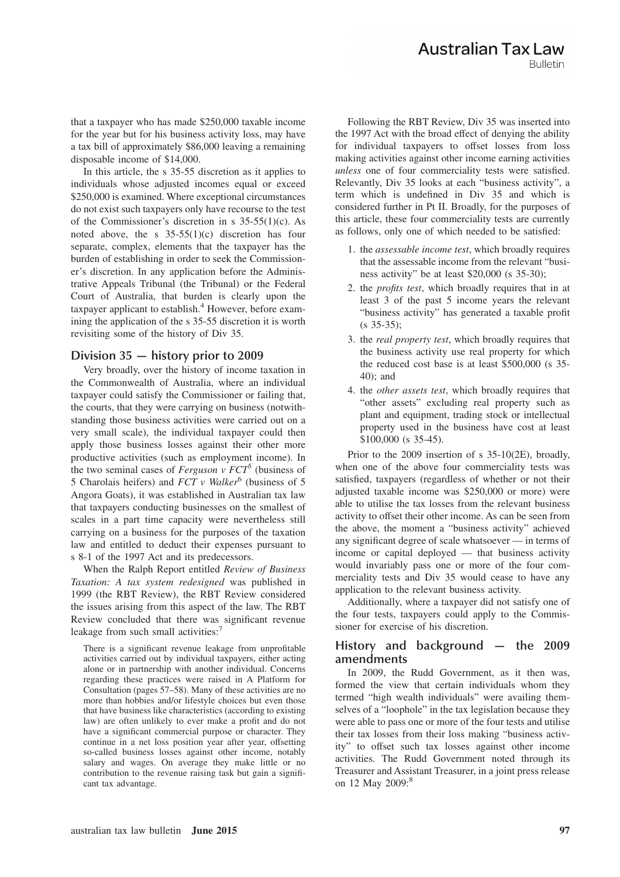that a taxpayer who has made $250,000 taxable income for the year but for his business activity loss, may have a tax bill of approximately $86,000 leaving a remaining disposable income of $14,000.

In this article, the s 35-55 discretion as it applies to individuals whose adjusted incomes equal or exceed $250,000 is examined. Where exceptional circumstances do not exist such taxpayers only have recourse to the test of the Commissioner's discretion in s 35-55(1)(c). As noted above, the s 35-55(1)(c) discretion has four separate, complex, elements that the taxpayer has the burden of establishing in order to seek the Commissioner's discretion. In any application before the Administrative Appeals Tribunal (the Tribunal) or the Federal Court of Australia, that burden is clearly upon the taxpayer applicant to establish.[4] However, before examining the application of the s 35-55 discretion it is worth revisiting some of the history of Div 35.

## Division 35 — history prior to 2009

Very broadly, over the history of income taxation in the Commonwealth of Australia, where an individual taxpayer could satisfy the Commissioner or failing that, the courts, that they were carrying on business (notwithstanding those business activities were carried out on a very small scale), the individual taxpayer could then apply those business losses against their other more productive activities (such as employment income). In the two seminal cases of *Ferguson v FCT*[5] (business of 5 Charolais heifers) and *FCT v Walker*[6] (business of 5 Angora Goats), it was established in Australian tax law that taxpayers conducting businesses on the smallest of scales in a part time capacity were nevertheless still carrying on a business for the purposes of the taxation law and entitled to deduct their expenses pursuant to s 8-1 of the 1997 Act and its predecessors.

When the Ralph Report entitled *Review of Business Taxation: A tax system redesigned* was published in 1999 (the RBT Review), the RBT Review considered the issues arising from this aspect of the law. The RBT Review concluded that there was significant revenue leakage from such small activities:[7]

> There is a significant revenue leakage from unprofitable activities carried out by individual taxpayers, either acting alone or in partnership with another individual. Concerns regarding these practices were raised in A Platform for Consultation (pages 57–58). Many of these activities are no more than hobbies and/or lifestyle choices but even those that have business like characteristics (according to existing law) are often unlikely to ever make a profit and do not have a significant commercial purpose or character. They continue in a net loss position year after year, offsetting so-called business losses against other income, notably salary and wages. On average they make little or no contribution to the revenue raising task but gain a significant tax advantage.

Following the RBT Review, Div 35 was inserted into the 1997 Act with the broad effect of denying the ability for individual taxpayers to offset losses from loss making activities against other income earning activities *unless* one of four commerciality tests were satisfied. Relevantly, Div 35 looks at each "business activity", a term which is undefined in Div 35 and which is considered further in Pt II. Broadly, for the purposes of this article, these four commerciality tests are currently as follows, only one of which needed to be satisfied:

1. the *assessable income test*, which broadly requires that the assessable income from the relevant "business activity" be at least $20,000 (s 35-30);
2. the *profits test*, which broadly requires that in at least 3 of the past 5 income years the relevant "business activity" has generated a taxable profit (s 35-35);
3. the *real property test*, which broadly requires that the business activity use real property for which the reduced cost base is at least $500,000 (s 35-40); and
4. the *other assets test*, which broadly requires that "other assets" excluding real property such as plant and equipment, trading stock or intellectual property used in the business have cost at least $100,000 (s 35-45).

Prior to the 2009 insertion of s 35-10(2E), broadly, when one of the above four commerciality tests was satisfied, taxpayers (regardless of whether or not their adjusted taxable income was $250,000 or more) were able to utilise the tax losses from the relevant business activity to offset their other income. As can be seen from the above, the moment a "business activity" achieved any significant degree of scale whatsoever — in terms of income or capital deployed — that business activity would invariably pass one or more of the four commerciality tests and Div 35 would cease to have any application to the relevant business activity.

Additionally, where a taxpayer did not satisfy one of the four tests, taxpayers could apply to the Commissioner for exercise of his discretion.

## History and background — the 2009 amendments

In 2009, the Rudd Government, as it then was, formed the view that certain individuals whom they termed "high wealth individuals" were availing themselves of a "loophole" in the tax legislation because they were able to pass one or more of the four tests and utilise their tax losses from their loss making "business activity" to offset such tax losses against other income activities. The Rudd Government noted through its Treasurer and Assistant Treasurer, in a joint press release on 12 May 2009:[8]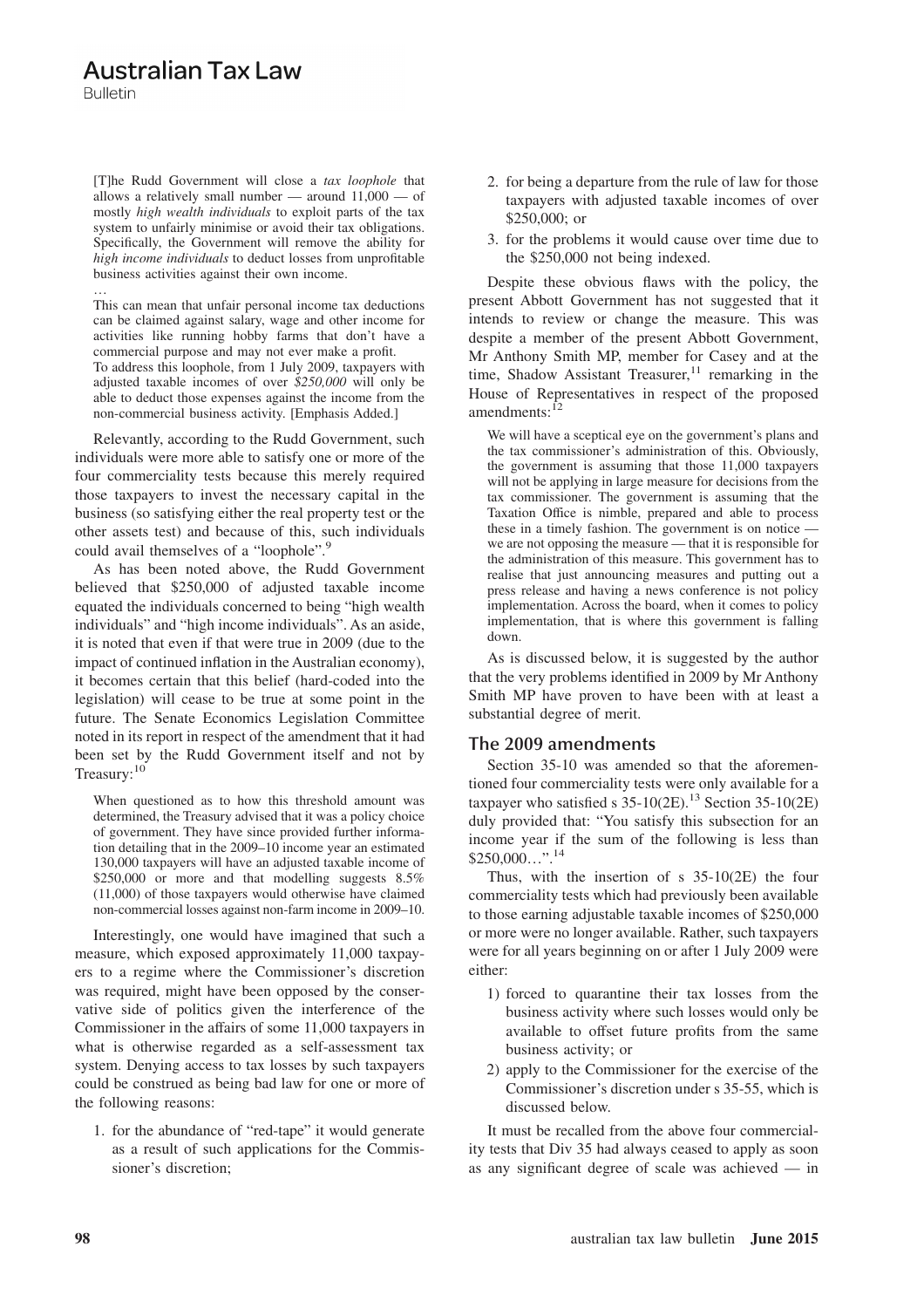> [T]he Rudd Government will close a *tax loophole* that allows a relatively small number — around 11,000 — of mostly *high wealth individuals* to exploit parts of the tax system to unfairly minimise or avoid their tax obligations. Specifically, the Government will remove the ability for *high income individuals* to deduct losses from unprofitable business activities against their own income.
>
> …
>
> This can mean that unfair personal income tax deductions can be claimed against salary, wage and other income for activities like running hobby farms that don't have a commercial purpose and may not ever make a profit.
>
> To address this loophole, from 1 July 2009, taxpayers with adjusted taxable incomes of over *$250,000* will only be able to deduct those expenses against the income from the non-commercial business activity. [Emphasis Added.]

Relevantly, according to the Rudd Government, such individuals were more able to satisfy one or more of the four commerciality tests because this merely required those taxpayers to invest the necessary capital in the business (so satisfying either the real property test or the other assets test) and because of this, such individuals could avail themselves of a "loophole".[9]

As has been noted above, the Rudd Government believed that $250,000 of adjusted taxable income equated the individuals concerned to being "high wealth individuals" and "high income individuals". As an aside, it is noted that even if that were true in 2009 (due to the impact of continued inflation in the Australian economy), it becomes certain that this belief (hard-coded into the legislation) will cease to be true at some point in the future. The Senate Economics Legislation Committee noted in its report in respect of the amendment that it had been set by the Rudd Government itself and not by Treasury:[10]

> When questioned as to how this threshold amount was determined, the Treasury advised that it was a policy choice of government. They have since provided further information detailing that in the 2009–10 income year an estimated 130,000 taxpayers will have an adjusted taxable income of $250,000 or more and that modelling suggests 8.5% (11,000) of those taxpayers would otherwise have claimed non-commercial losses against non-farm income in 2009–10.

Interestingly, one would have imagined that such a measure, which exposed approximately 11,000 taxpayers to a regime where the Commissioner's discretion was required, might have been opposed by the conservative side of politics given the interference of the Commissioner in the affairs of some 11,000 taxpayers in what is otherwise regarded as a self-assessment tax system. Denying access to tax losses by such taxpayers could be construed as being bad law for one or more of the following reasons:

1. for the abundance of "red-tape" it would generate as a result of such applications for the Commissioner's discretion;
2. for being a departure from the rule of law for those taxpayers with adjusted taxable incomes of over $250,000; or
3. for the problems it would cause over time due to the $250,000 not being indexed.

Despite these obvious flaws with the policy, the present Abbott Government has not suggested that it intends to review or change the measure. This was despite a member of the present Abbott Government, Mr Anthony Smith MP, member for Casey and at the time, Shadow Assistant Treasurer,[11] remarking in the House of Representatives in respect of the proposed amendments:[12]

> We will have a sceptical eye on the government's plans and the tax commissioner's administration of this. Obviously, the government is assuming that those 11,000 taxpayers will not be applying in large measure for decisions from the tax commissioner. The government is assuming that the Taxation Office is nimble, prepared and able to process these in a timely fashion. The government is on notice — we are not opposing the measure — that it is responsible for the administration of this measure. This government has to realise that just announcing measures and putting out a press release and having a news conference is not policy implementation. Across the board, when it comes to policy implementation, that is where this government is falling down.

As is discussed below, it is suggested by the author that the very problems identified in 2009 by Mr Anthony Smith MP have proven to have been with at least a substantial degree of merit.

## The 2009 amendments

Section 35-10 was amended so that the aforementioned four commerciality tests were only available for a taxpayer who satisfied s 35-10(2E).[13] Section 35-10(2E) duly provided that: "You satisfy this subsection for an income year if the sum of the following is less than $250,000…".[14]

Thus, with the insertion of s 35-10(2E) the four commerciality tests which had previously been available to those earning adjustable taxable incomes of $250,000 or more were no longer available. Rather, such taxpayers were for all years beginning on or after 1 July 2009 were either:

1) forced to quarantine their tax losses from the business activity where such losses would only be available to offset future profits from the same business activity; or
2) apply to the Commissioner for the exercise of the Commissioner's discretion under s 35-55, which is discussed below.

It must be recalled from the above four commerciality tests that Div 35 had always ceased to apply as soon as any significant degree of scale was achieved — in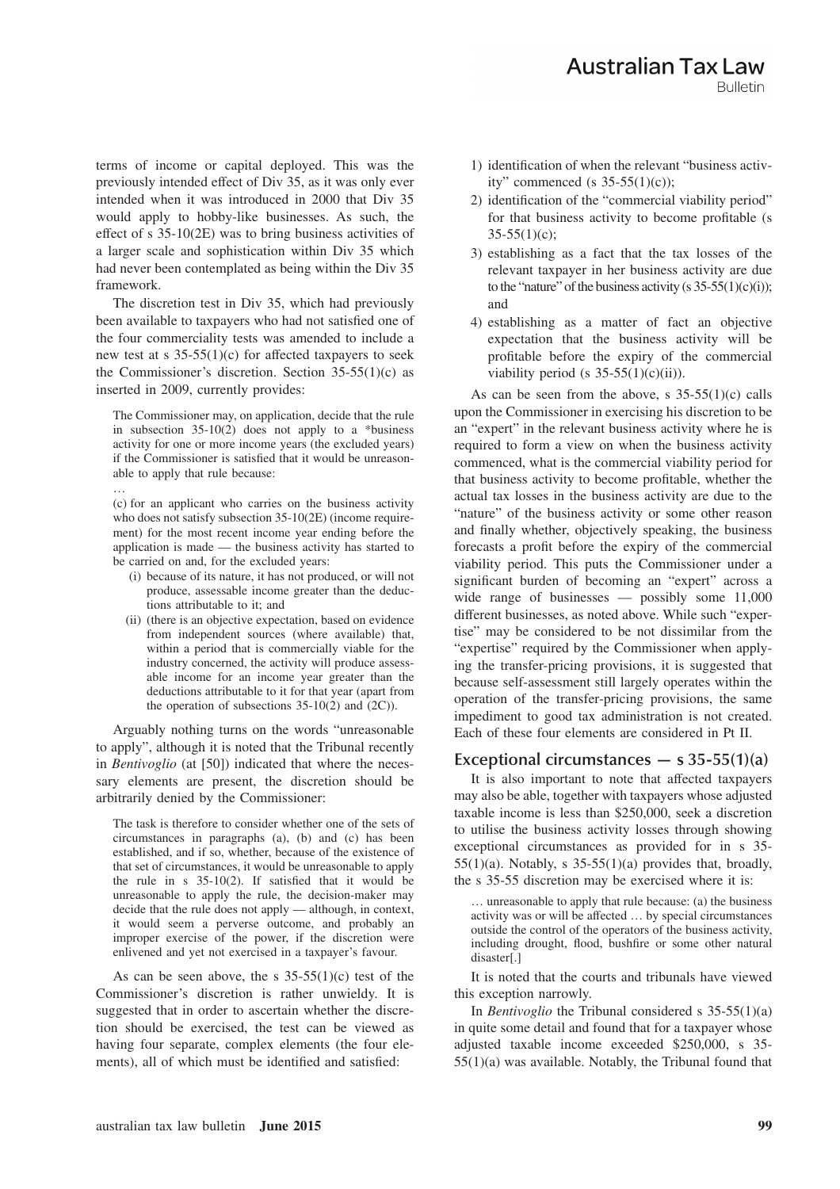terms of income or capital deployed. This was the previously intended effect of Div 35, as it was only ever intended when it was introduced in 2000 that Div 35 would apply to hobby-like businesses. As such, the effect of s 35-10(2E) was to bring business activities of a larger scale and sophistication within Div 35 which had never been contemplated as being within the Div 35 framework.

The discretion test in Div 35, which had previously been available to taxpayers who had not satisfied one of the four commerciality tests was amended to include a new test at s 35-55(1)(c) for affected taxpayers to seek the Commissioner's discretion. Section 35-55(1)(c) as inserted in 2009, currently provides:

> The Commissioner may, on application, decide that the rule in subsection 35-10(2) does not apply to a *business activity for one or more income years (the excluded years) if the Commissioner is satisfied that it would be unreasonable to apply that rule because:
>
> …
>
> (c) for an applicant who carries on the business activity who does not satisfy subsection 35-10(2E) (income requirement) for the most recent income year ending before the application is made — the business activity has started to be carried on and, for the excluded years:
>
> (i) because of its nature, it has not produced, or will not produce, assessable income greater than the deductions attributable to it; and
>
> (ii) (there is an objective expectation, based on evidence from independent sources (where available) that, within a period that is commercially viable for the industry concerned, the activity will produce assessable income for an income year greater than the deductions attributable to it for that year (apart from the operation of subsections 35-10(2) and (2C)).

Arguably nothing turns on the words "unreasonable to apply", although it is noted that the Tribunal recently in *Bentivoglio* (at [50]) indicated that where the necessary elements are present, the discretion should be arbitrarily denied by the Commissioner:

> The task is therefore to consider whether one of the sets of circumstances in paragraphs (a), (b) and (c) has been established, and if so, whether, because of the existence of that set of circumstances, it would be unreasonable to apply the rule in s 35-10(2). If satisfied that it would be unreasonable to apply the rule, the decision-maker may decide that the rule does not apply — although, in context, it would seem a perverse outcome, and probably an improper exercise of the power, if the discretion were enlivened and yet not exercised in a taxpayer's favour.

As can be seen above, the s 35-55(1)(c) test of the Commissioner's discretion is rather unwieldy. It is suggested that in order to ascertain whether the discretion should be exercised, the test can be viewed as having four separate, complex elements (the four elements), all of which must be identified and satisfied:

1) identification of when the relevant "business activity" commenced (s 35-55(1)(c));
2) identification of the "commercial viability period" for that business activity to become profitable (s 35-55(1)(c);
3) establishing as a fact that the tax losses of the relevant taxpayer in her business activity are due to the "nature" of the business activity (s 35-55(1)(c)(i)); and
4) establishing as a matter of fact an objective expectation that the business activity will be profitable before the expiry of the commercial viability period (s 35-55(1)(c)(ii)).

As can be seen from the above, s 35-55(1)(c) calls upon the Commissioner in exercising his discretion to be an "expert" in the relevant business activity where he is required to form a view on when the business activity commenced, what is the commercial viability period for that business activity to become profitable, whether the actual tax losses in the business activity are due to the "nature" of the business activity or some other reason and finally whether, objectively speaking, the business forecasts a profit before the expiry of the commercial viability period. This puts the Commissioner under a significant burden of becoming an "expert" across a wide range of businesses — possibly some 11,000 different businesses, as noted above. While such "expertise" may be considered to be not dissimilar from the "expertise" required by the Commissioner when applying the transfer-pricing provisions, it is suggested that because self-assessment still largely operates within the operation of the transfer-pricing provisions, the same impediment to good tax administration is not created. Each of these four elements are considered in Pt II.

## Exceptional circumstances — s 35-55(1)(a)

It is also important to note that affected taxpayers may also be able, together with taxpayers whose adjusted taxable income is less than $250,000, seek a discretion to utilise the business activity losses through showing exceptional circumstances as provided for in s 35-55(1)(a). Notably, s 35-55(1)(a) provides that, broadly, the s 35-55 discretion may be exercised where it is:

> … unreasonable to apply that rule because: (a) the business activity was or will be affected … by special circumstances outside the control of the operators of the business activity, including drought, flood, bushfire or some other natural disaster[.]

It is noted that the courts and tribunals have viewed this exception narrowly.

In *Bentivoglio* the Tribunal considered s 35-55(1)(a) in quite some detail and found that for a taxpayer whose adjusted taxable income exceeded $250,000, s 35-55(1)(a) was available. Notably, the Tribunal found that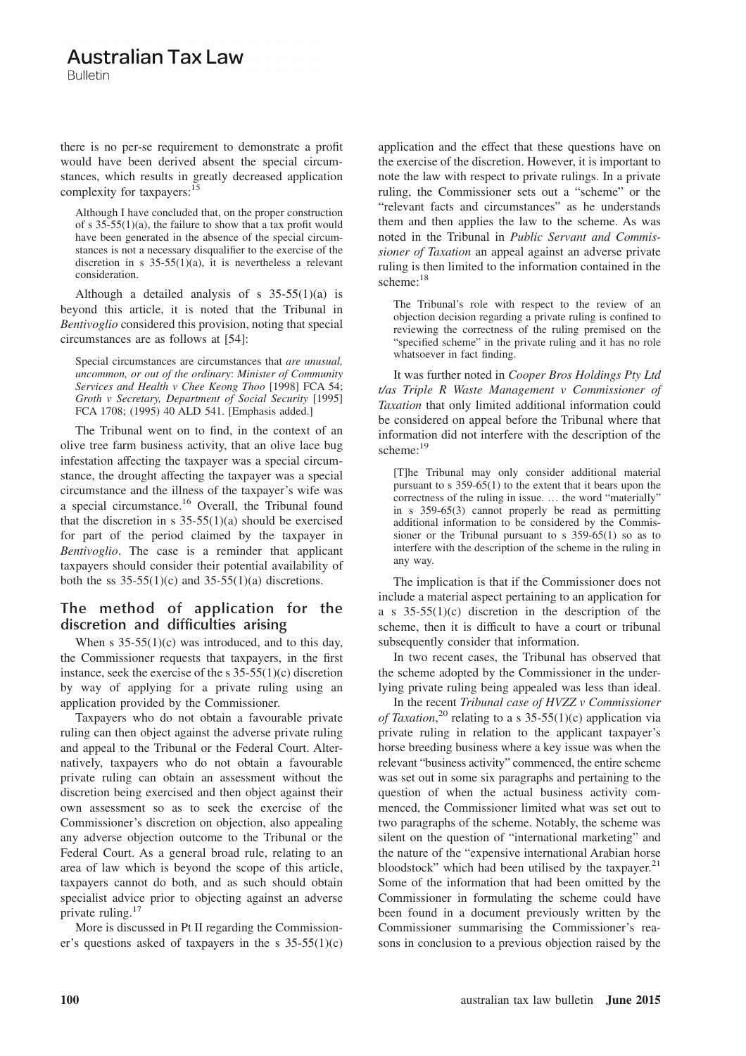there is no per-se requirement to demonstrate a profit would have been derived absent the special circumstances, which results in greatly decreased application complexity for taxpayers:[15]

> Although I have concluded that, on the proper construction of s 35-55(1)(a), the failure to show that a tax profit would have been generated in the absence of the special circumstances is not a necessary disqualifier to the exercise of the discretion in s 35-55(1)(a), it is nevertheless a relevant consideration.

Although a detailed analysis of s 35-55(1)(a) is beyond this article, it is noted that the Tribunal in *Bentivoglio* considered this provision, noting that special circumstances are as follows at [54]:

> Special circumstances are circumstances that *are unusual, uncommon, or out of the ordinary*: *Minister of Community Services and Health v Chee Keong Thoo* [1998] FCA 54; *Groth v Secretary, Department of Social Security* [1995] FCA 1708; (1995) 40 ALD 541. [Emphasis added.]

The Tribunal went on to find, in the context of an olive tree farm business activity, that an olive lace bug infestation affecting the taxpayer was a special circumstance, the drought affecting the taxpayer was a special circumstance and the illness of the taxpayer's wife was a special circumstance.[16] Overall, the Tribunal found that the discretion in s 35-55(1)(a) should be exercised for part of the period claimed by the taxpayer in *Bentivoglio*. The case is a reminder that applicant taxpayers should consider their potential availability of both the ss 35-55(1)(c) and 35-55(1)(a) discretions.

## The method of application for the discretion and difficulties arising

When s 35-55(1)(c) was introduced, and to this day, the Commissioner requests that taxpayers, in the first instance, seek the exercise of the s 35-55(1)(c) discretion by way of applying for a private ruling using an application provided by the Commissioner.

Taxpayers who do not obtain a favourable private ruling can then object against the adverse private ruling and appeal to the Tribunal or the Federal Court. Alternatively, taxpayers who do not obtain a favourable private ruling can obtain an assessment without the discretion being exercised and then object against their own assessment so as to seek the exercise of the Commissioner's discretion on objection, also appealing any adverse objection outcome to the Tribunal or the Federal Court. As a general broad rule, relating to an area of law which is beyond the scope of this article, taxpayers cannot do both, and as such should obtain specialist advice prior to objecting against an adverse private ruling.[17]

More is discussed in Pt II regarding the Commissioner's questions asked of taxpayers in the s 35-55(1)(c) application and the effect that these questions have on the exercise of the discretion. However, it is important to note the law with respect to private rulings. In a private ruling, the Commissioner sets out a "scheme" or the "relevant facts and circumstances" as he understands them and then applies the law to the scheme. As was noted in the Tribunal in *Public Servant and Commissioner of Taxation* an appeal against an adverse private ruling is then limited to the information contained in the scheme:[18]

> The Tribunal's role with respect to the review of an objection decision regarding a private ruling is confined to reviewing the correctness of the ruling premised on the "specified scheme" in the private ruling and it has no role whatsoever in fact finding.

It was further noted in *Cooper Bros Holdings Pty Ltd t/as Triple R Waste Management v Commissioner of Taxation* that only limited additional information could be considered on appeal before the Tribunal where that information did not interfere with the description of the scheme:[19]

> [T]he Tribunal may only consider additional material pursuant to s 359-65(1) to the extent that it bears upon the correctness of the ruling in issue. … the word "materially" in s 359-65(3) cannot properly be read as permitting additional information to be considered by the Commissioner or the Tribunal pursuant to s 359-65(1) so as to interfere with the description of the scheme in the ruling in any way.

The implication is that if the Commissioner does not include a material aspect pertaining to an application for a s 35-55(1)(c) discretion in the description of the scheme, then it is difficult to have a court or tribunal subsequently consider that information.

In two recent cases, the Tribunal has observed that the scheme adopted by the Commissioner in the underlying private ruling being appealed was less than ideal.

In the recent *Tribunal case of HVZZ v Commissioner of Taxation*,[20] relating to a s 35-55(1)(c) application via private ruling in relation to the applicant taxpayer's horse breeding business where a key issue was when the relevant "business activity" commenced, the entire scheme was set out in some six paragraphs and pertaining to the question of when the actual business activity commenced, the Commissioner limited what was set out to two paragraphs of the scheme. Notably, the scheme was silent on the question of "international marketing" and the nature of the "expensive international Arabian horse bloodstock" which had been utilised by the taxpayer.[21] Some of the information that had been omitted by the Commissioner in formulating the scheme could have been found in a document previously written by the Commissioner summarising the Commissioner's reasons in conclusion to a previous objection raised by the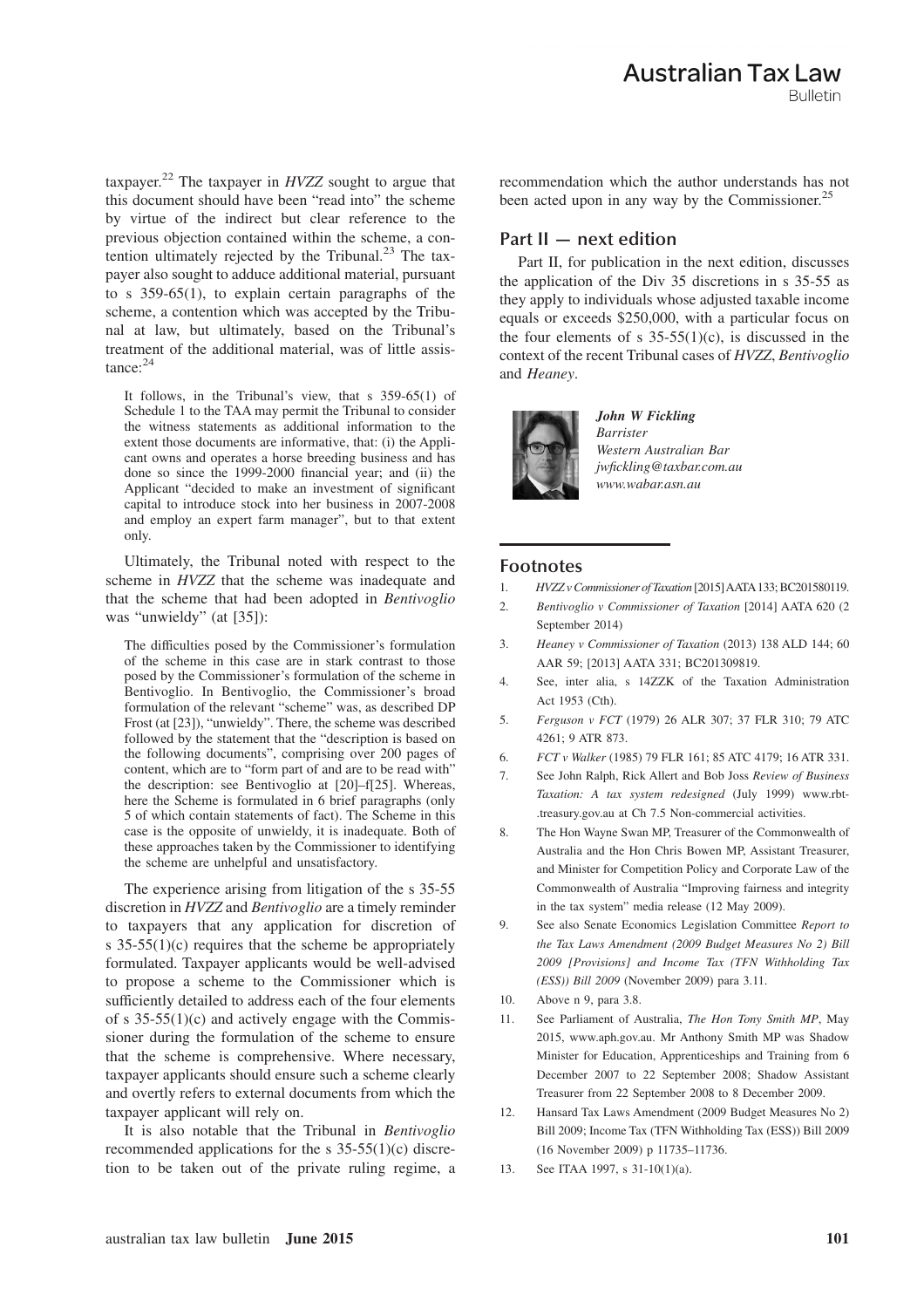taxpayer.[22] The taxpayer in *HVZZ* sought to argue that this document should have been "read into" the scheme by virtue of the indirect but clear reference to the previous objection contained within the scheme, a contention ultimately rejected by the Tribunal.[23] The taxpayer also sought to adduce additional material, pursuant to s 359-65(1), to explain certain paragraphs of the scheme, a contention which was accepted by the Tribunal at law, but ultimately, based on the Tribunal's treatment of the additional material, was of little assistance:[24]

> It follows, in the Tribunal's view, that s 359-65(1) of Schedule 1 to the TAA may permit the Tribunal to consider the witness statements as additional information to the extent those documents are informative, that: (i) the Applicant owns and operates a horse breeding business and has done so since the 1999-2000 financial year; and (ii) the Applicant "decided to make an investment of significant capital to introduce stock into her business in 2007-2008 and employ an expert farm manager", but to that extent only.

Ultimately, the Tribunal noted with respect to the scheme in *HVZZ* that the scheme was inadequate and that the scheme that had been adopted in *Bentivoglio* was "unwieldy" (at [35]):

> The difficulties posed by the Commissioner's formulation of the scheme in this case are in stark contrast to those posed by the Commissioner's formulation of the scheme in Bentivoglio. In Bentivoglio, the Commissioner's broad formulation of the relevant "scheme" was, as described DP Frost (at [23]), "unwieldy". There, the scheme was described followed by the statement that the "description is based on the following documents", comprising over 200 pages of content, which are to "form part of and are to be read with" the description: see Bentivoglio at [20]–f[25]. Whereas, here the Scheme is formulated in 6 brief paragraphs (only 5 of which contain statements of fact). The Scheme in this case is the opposite of unwieldy, it is inadequate. Both of these approaches taken by the Commissioner to identifying the scheme are unhelpful and unsatisfactory.

The experience arising from litigation of the s 35-55 discretion in *HVZZ* and *Bentivoglio* are a timely reminder to taxpayers that any application for discretion of s 35-55(1)(c) requires that the scheme be appropriately formulated. Taxpayer applicants would be well-advised to propose a scheme to the Commissioner which is sufficiently detailed to address each of the four elements of s 35-55(1)(c) and actively engage with the Commissioner during the formulation of the scheme to ensure that the scheme is comprehensive. Where necessary, taxpayer applicants should ensure such a scheme clearly and overtly refers to external documents from which the taxpayer applicant will rely on.

It is also notable that the Tribunal in *Bentivoglio* recommended applications for the s 35-55(1)(c) discretion to be taken out of the private ruling regime, a recommendation which the author understands has not been acted upon in any way by the Commissioner.[25]

## Part II — next edition

Part II, for publication in the next edition, discusses the application of the Div 35 discretions in s 35-55 as they apply to individuals whose adjusted taxable income equals or exceeds $250,000, with a particular focus on the four elements of s 35-55(1)(c), is discussed in the context of the recent Tribunal cases of *HVZZ*, *Bentivoglio* and *Heaney*.

***John W Fickling***
*Barrister*
*Western Australian Bar*
*jwfickling@taxbar.com.au*
*www.wabar.asn.au*

## Footnotes

1. *HVZZ v Commissioner of Taxation* [2015] AATA 133; BC201580119.
2. *Bentivoglio v Commissioner of Taxation* [2014] AATA 620 (2 September 2014)
3. *Heaney v Commissioner of Taxation* (2013) 138 ALD 144; 60 AAR 59; [2013] AATA 331; BC201309819.
4. See, inter alia, s 14ZZK of the Taxation Administration Act 1953 (Cth).
5. *Ferguson v FCT* (1979) 26 ALR 307; 37 FLR 310; 79 ATC 4261; 9 ATR 873.
6. *FCT v Walker* (1985) 79 FLR 161; 85 ATC 4179; 16 ATR 331.
7. See John Ralph, Rick Allert and Bob Joss *Review of Business Taxation: A tax system redesigned* (July 1999) www.rbt-.treasury.gov.au at Ch 7.5 Non-commercial activities.
8. The Hon Wayne Swan MP, Treasurer of the Commonwealth of Australia and the Hon Chris Bowen MP, Assistant Treasurer, and Minister for Competition Policy and Corporate Law of the Commonwealth of Australia "Improving fairness and integrity in the tax system" media release (12 May 2009).
9. See also Senate Economics Legislation Committee *Report to the Tax Laws Amendment (2009 Budget Measures No 2) Bill 2009 [Provisions] and Income Tax (TFN Withholding Tax (ESS)) Bill 2009* (November 2009) para 3.11.
10. Above n 9, para 3.8.
11. See Parliament of Australia, *The Hon Tony Smith MP*, May 2015, www.aph.gov.au. Mr Anthony Smith MP was Shadow Minister for Education, Apprenticeships and Training from 6 December 2007 to 22 September 2008; Shadow Assistant Treasurer from 22 September 2008 to 8 December 2009.
12. Hansard Tax Laws Amendment (2009 Budget Measures No 2) Bill 2009; Income Tax (TFN Withholding Tax (ESS)) Bill 2009 (16 November 2009) p 11735–11736.
13. See ITAA 1997, s 31-10(1)(a).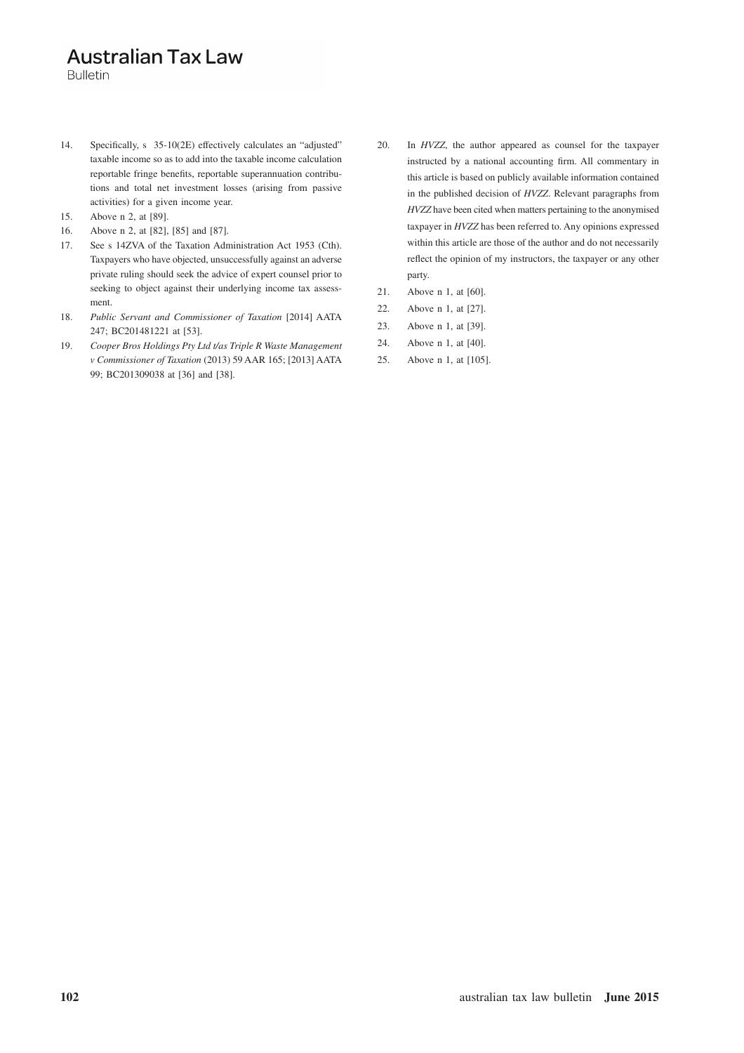14. Specifically, s 35-10(2E) effectively calculates an "adjusted" taxable income so as to add into the taxable income calculation reportable fringe benefits, reportable superannuation contributions and total net investment losses (arising from passive activities) for a given income year.
15. Above n 2, at [89].
16. Above n 2, at [82], [85] and [87].
17. See s 14ZVA of the Taxation Administration Act 1953 (Cth). Taxpayers who have objected, unsuccessfully against an adverse private ruling should seek the advice of expert counsel prior to seeking to object against their underlying income tax assessment.
18. *Public Servant and Commissioner of Taxation* [2014] AATA 247; BC201481221 at [53].
19. *Cooper Bros Holdings Pty Ltd t/as Triple R Waste Management v Commissioner of Taxation* (2013) 59 AAR 165; [2013] AATA 99; BC201309038 at [36] and [38].
20. In *HVZZ*, the author appeared as counsel for the taxpayer instructed by a national accounting firm. All commentary in this article is based on publicly available information contained in the published decision of *HVZZ*. Relevant paragraphs from *HVZZ* have been cited when matters pertaining to the anonymised taxpayer in *HVZZ* has been referred to. Any opinions expressed within this article are those of the author and do not necessarily reflect the opinion of my instructors, the taxpayer or any other party.
21. Above n 1, at [60].
22. Above n 1, at [27].
23. Above n 1, at [39].
24. Above n 1, at [40].
25. Above n 1, at [105].